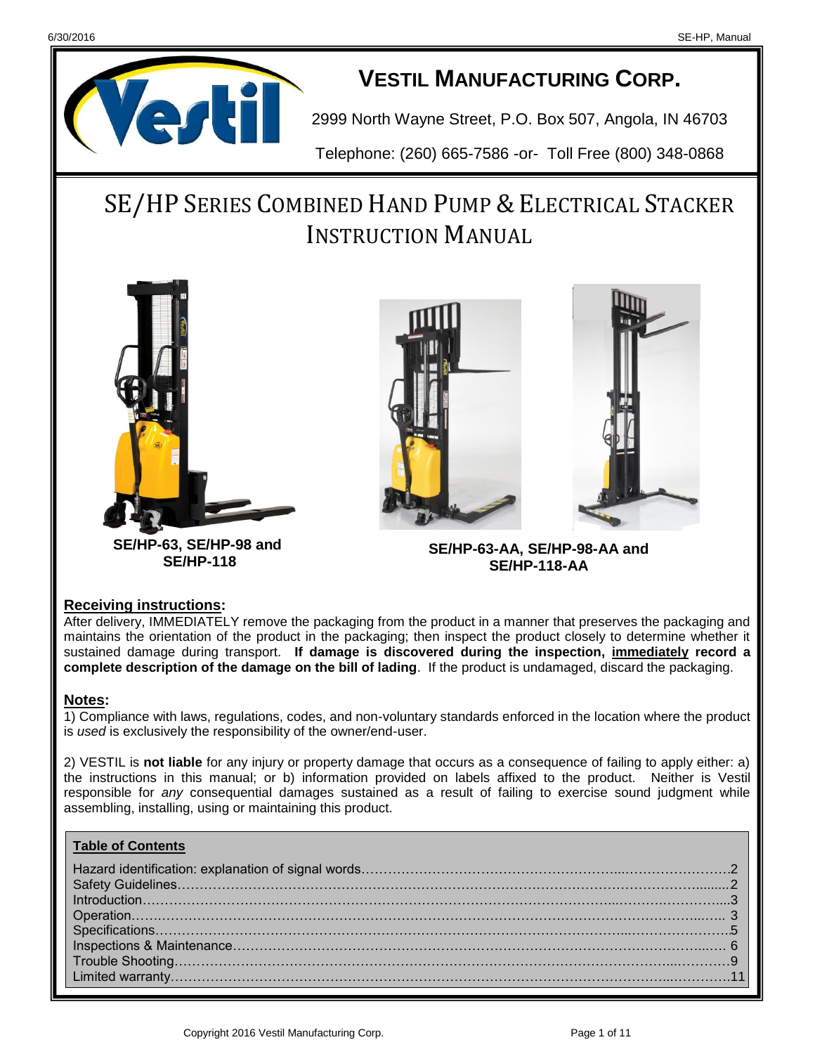# VESTIL MANUFACTURING CORP.

2999 North Wayne Street, P.O. Box 507, Angola, IN 46703

Telephone: (260) 665-7586 -or- Toll Free (800) 348-0868

# SE/HP SERIES COMBINED HAND PUMP & ELECTRICAL STACKER INSTRUCTION MANUAL

**SE/HP-63, SE/HP-98 and SE/HP-118**

**SE/HP-63-AA, SE/HP-98-AA and SE/HP-118-AA**

## Receiving instructions:

After delivery, IMMEDIATELY remove the packaging from the product in a manner that preserves the packaging and maintains the orientation of the product in the packaging; then inspect the product closely to determine whether it sustained damage during transport. **If damage is discovered during the inspection, immediately record a complete description of the damage on the bill of lading**. If the product is undamaged, discard the packaging.

## Notes:

1) Compliance with laws, regulations, codes, and non-voluntary standards enforced in the location where the product is *used* is exclusively the responsibility of the owner/end-user.

2) VESTIL is **not liable** for any injury or property damage that occurs as a consequence of failing to apply either: a) the instructions in this manual; or b) information provided on labels affixed to the product. Neither is Vestil responsible for *any* consequential damages sustained as a result of failing to exercise sound judgment while assembling, installing, using or maintaining this product.

**Table of Contents**

Hazard identification: explanation of signal words……2
Safety Guidelines……2
Introduction……3
Operation……3
Specifications……5
Inspections & Maintenance……6
Trouble Shooting……9
Limited warranty……11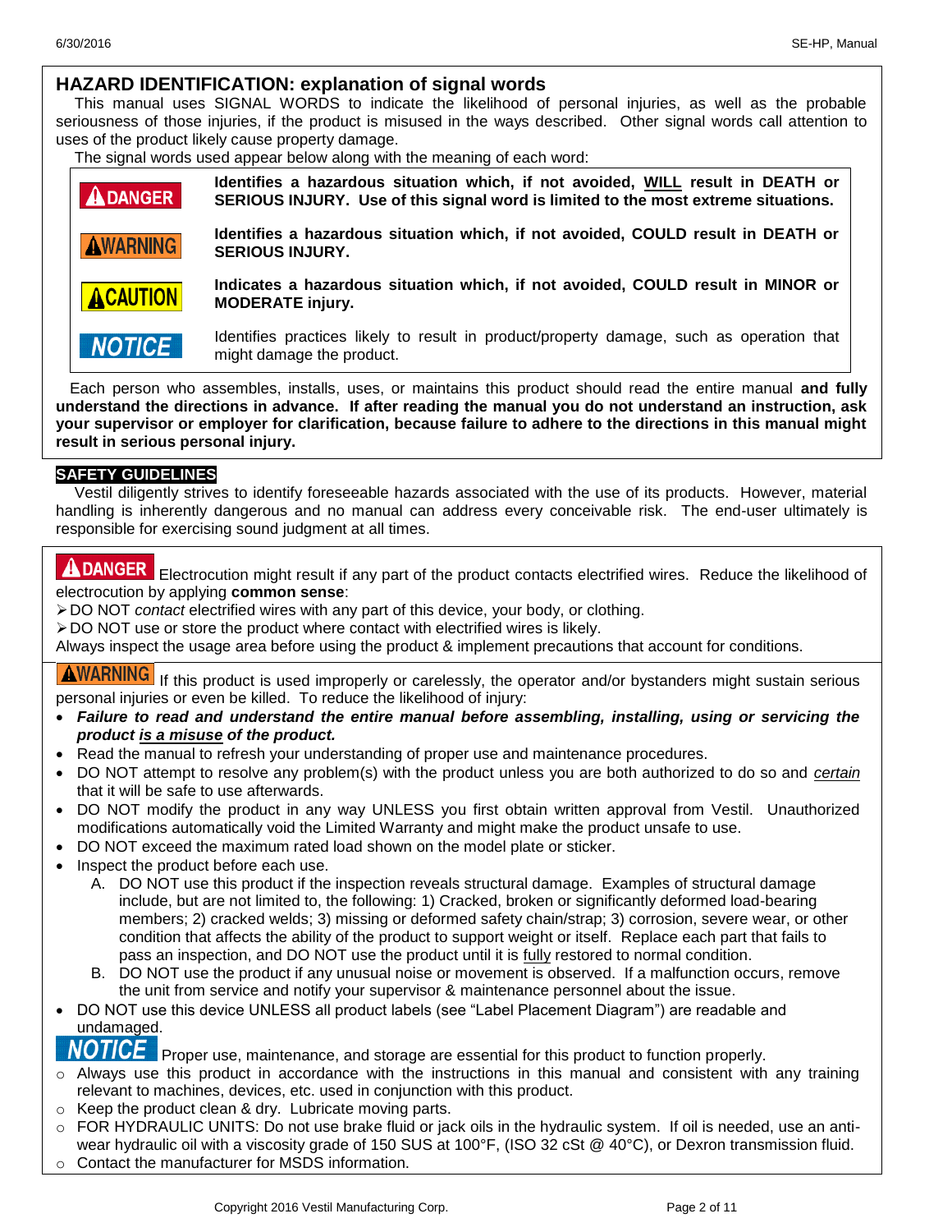## HAZARD IDENTIFICATION: explanation of signal words

This manual uses SIGNAL WORDS to indicate the likelihood of personal injuries, as well as the probable seriousness of those injuries, if the product is misused in the ways described. Other signal words call attention to uses of the product likely cause property damage.

The signal words used appear below along with the meaning of each word:

| | |
|---|---|
| **⚠DANGER** | **Identifies a hazardous situation which, if not avoided, WILL result in DEATH or SERIOUS INJURY. Use of this signal word is limited to the most extreme situations.** |
| **⚠WARNING** | **Identifies a hazardous situation which, if not avoided, COULD result in DEATH or SERIOUS INJURY.** |
| **⚠CAUTION** | **Indicates a hazardous situation which, if not avoided, COULD result in MINOR or MODERATE injury.** |
| ***NOTICE*** | Identifies practices likely to result in product/property damage, such as operation that might damage the product. |

Each person who assembles, installs, uses, or maintains this product should read the entire manual **and fully understand the directions in advance. If after reading the manual you do not understand an instruction, ask your supervisor or employer for clarification, because failure to adhere to the directions in this manual might result in serious personal injury.**

**SAFETY GUIDELINES**

Vestil diligently strives to identify foreseeable hazards associated with the use of its products. However, material handling is inherently dangerous and no manual can address every conceivable risk. The end-user ultimately is responsible for exercising sound judgment at all times.

**⚠DANGER** Electrocution might result if any part of the product contacts electrified wires. Reduce the likelihood of electrocution by applying **common sense**:

- DO NOT *contact* electrified wires with any part of this device, your body, or clothing.
- DO NOT use or store the product where contact with electrified wires is likely.

Always inspect the usage area before using the product & implement precautions that account for conditions.

**⚠WARNING** If this product is used improperly or carelessly, the operator and/or bystanders might sustain serious personal injuries or even be killed. To reduce the likelihood of injury:

- ***Failure to read and understand the entire manual before assembling, installing, using or servicing the product is a misuse of the product.***
- Read the manual to refresh your understanding of proper use and maintenance procedures.
- DO NOT attempt to resolve any problem(s) with the product unless you are both authorized to do so and *certain* that it will be safe to use afterwards.
- DO NOT modify the product in any way UNLESS you first obtain written approval from Vestil. Unauthorized modifications automatically void the Limited Warranty and might make the product unsafe to use.
- DO NOT exceed the maximum rated load shown on the model plate or sticker.
- Inspect the product before each use.
  A. DO NOT use this product if the inspection reveals structural damage. Examples of structural damage include, but are not limited to, the following: 1) Cracked, broken or significantly deformed load-bearing members; 2) cracked welds; 3) missing or deformed safety chain/strap; 3) corrosion, severe wear, or other condition that affects the ability of the product to support weight or itself. Replace each part that fails to pass an inspection, and DO NOT use the product until it is fully restored to normal condition.
  B. DO NOT use the product if any unusual noise or movement is observed. If a malfunction occurs, remove the unit from service and notify your supervisor & maintenance personnel about the issue.
- DO NOT use this device UNLESS all product labels (see "Label Placement Diagram") are readable and undamaged.

***NOTICE*** Proper use, maintenance, and storage are essential for this product to function properly.

- Always use this product in accordance with the instructions in this manual and consistent with any training relevant to machines, devices, etc. used in conjunction with this product.
- Keep the product clean & dry. Lubricate moving parts.
- FOR HYDRAULIC UNITS: Do not use brake fluid or jack oils in the hydraulic system. If oil is needed, use an anti-wear hydraulic oil with a viscosity grade of 150 SUS at 100°F, (ISO 32 cSt @ 40°C), or Dexron transmission fluid.
- Contact the manufacturer for MSDS information.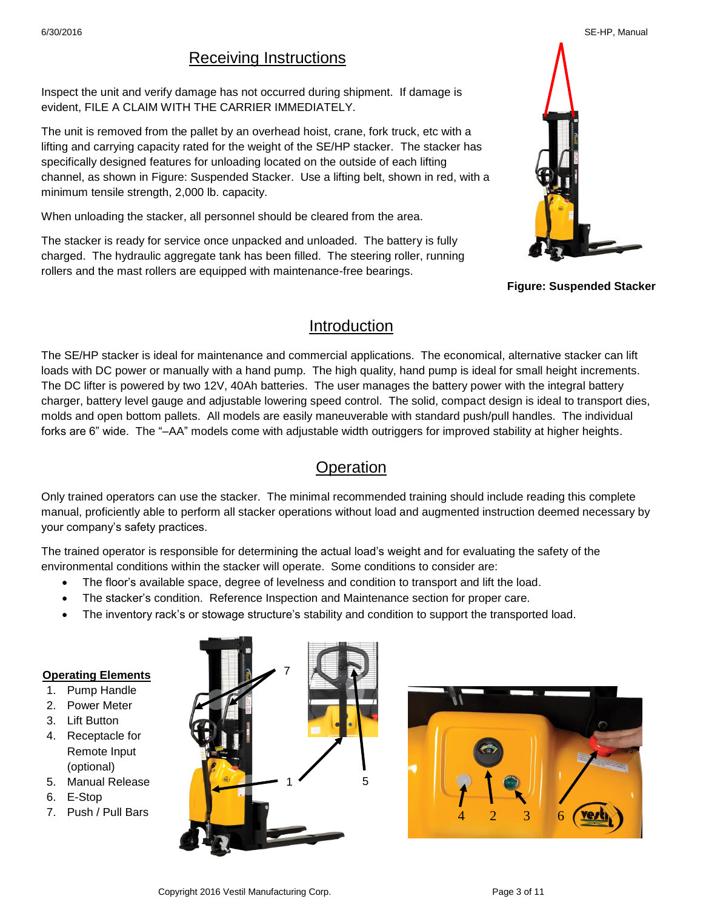## Receiving Instructions

Inspect the unit and verify damage has not occurred during shipment. If damage is evident, FILE A CLAIM WITH THE CARRIER IMMEDIATELY.

The unit is removed from the pallet by an overhead hoist, crane, fork truck, etc with a lifting and carrying capacity rated for the weight of the SE/HP stacker. The stacker has specifically designed features for unloading located on the outside of each lifting channel, as shown in Figure: Suspended Stacker. Use a lifting belt, shown in red, with a minimum tensile strength, 2,000 lb. capacity.

When unloading the stacker, all personnel should be cleared from the area.

The stacker is ready for service once unpacked and unloaded. The battery is fully charged. The hydraulic aggregate tank has been filled. The steering roller, running rollers and the mast rollers are equipped with maintenance-free bearings.

**Figure: Suspended Stacker**

## Introduction

The SE/HP stacker is ideal for maintenance and commercial applications. The economical, alternative stacker can lift loads with DC power or manually with a hand pump. The high quality, hand pump is ideal for small height increments. The DC lifter is powered by two 12V, 40Ah batteries. The user manages the battery power with the integral battery charger, battery level gauge and adjustable lowering speed control. The solid, compact design is ideal to transport dies, molds and open bottom pallets. All models are easily maneuverable with standard push/pull handles. The individual forks are 6" wide. The "–AA" models come with adjustable width outriggers for improved stability at higher heights.

## Operation

Only trained operators can use the stacker. The minimal recommended training should include reading this complete manual, proficiently able to perform all stacker operations without load and augmented instruction deemed necessary by your company's safety practices.

The trained operator is responsible for determining the actual load's weight and for evaluating the safety of the environmental conditions within the stacker will operate. Some conditions to consider are:

- The floor's available space, degree of levelness and condition to transport and lift the load.
- The stacker's condition. Reference Inspection and Maintenance section for proper care.
- The inventory rack's or stowage structure's stability and condition to support the transported load.

**Operating Elements**

1. Pump Handle
2. Power Meter
3. Lift Button
4. Receptacle for Remote Input (optional)
5. Manual Release
6. E-Stop
7. Push / Pull Bars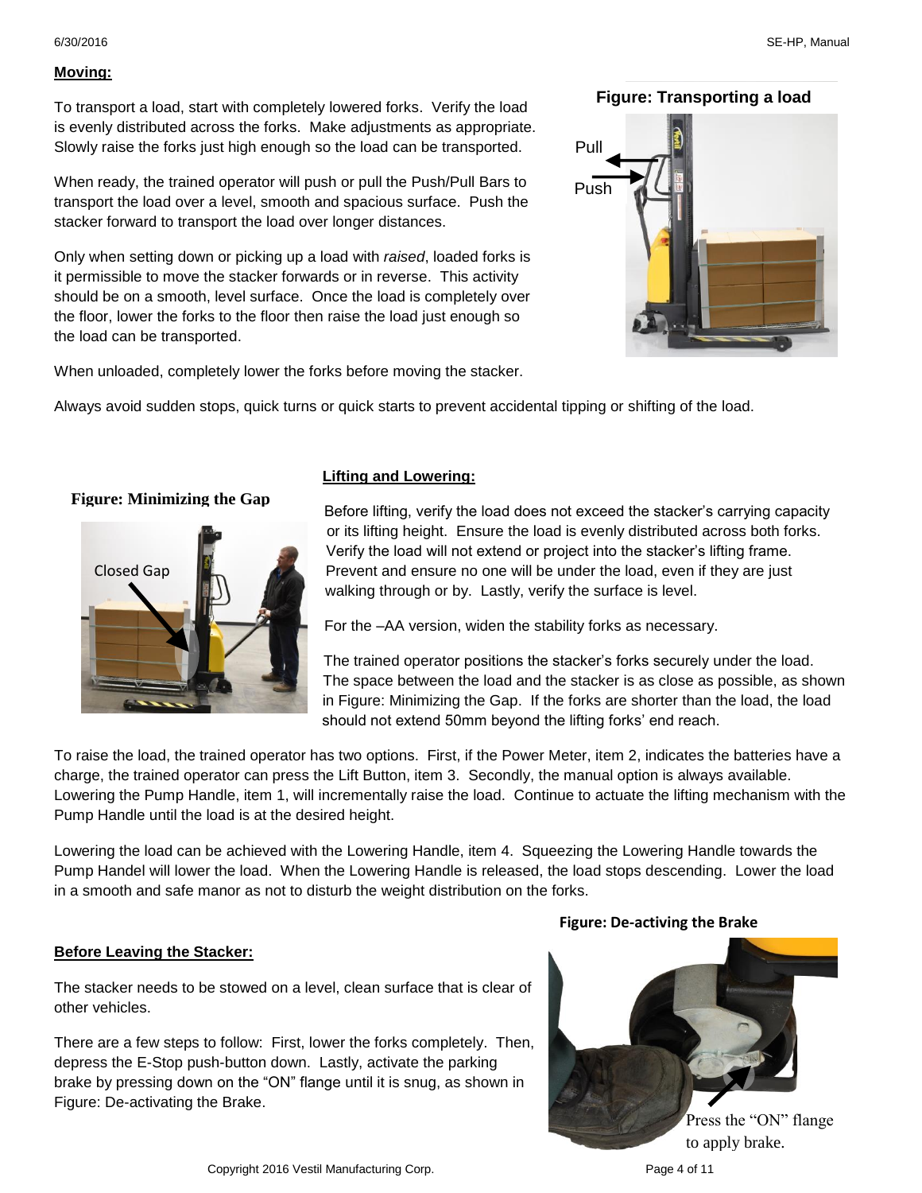## Moving:

To transport a load, start with completely lowered forks. Verify the load is evenly distributed across the forks. Make adjustments as appropriate. Slowly raise the forks just high enough so the load can be transported.

When ready, the trained operator will push or pull the Push/Pull Bars to transport the load over a level, smooth and spacious surface. Push the stacker forward to transport the load over longer distances.

Only when setting down or picking up a load with *raised*, loaded forks is it permissible to move the stacker forwards or in reverse. This activity should be on a smooth, level surface. Once the load is completely over the floor, lower the forks to the floor then raise the load just enough so the load can be transported.

When unloaded, completely lower the forks before moving the stacker.

**Figure: Transporting a load**

Always avoid sudden stops, quick turns or quick starts to prevent accidental tipping or shifting of the load.

## Lifting and Lowering:

**Figure: Minimizing the Gap**

Before lifting, verify the load does not exceed the stacker's carrying capacity or its lifting height. Ensure the load is evenly distributed across both forks. Verify the load will not extend or project into the stacker's lifting frame. Prevent and ensure no one will be under the load, even if they are just walking through or by. Lastly, verify the surface is level.

For the –AA version, widen the stability forks as necessary.

The trained operator positions the stacker's forks securely under the load. The space between the load and the stacker is as close as possible, as shown in Figure: Minimizing the Gap. If the forks are shorter than the load, the load should not extend 50mm beyond the lifting forks' end reach.

To raise the load, the trained operator has two options. First, if the Power Meter, item 2, indicates the batteries have a charge, the trained operator can press the Lift Button, item 3. Secondly, the manual option is always available. Lowering the Pump Handle, item 1, will incrementally raise the load. Continue to actuate the lifting mechanism with the Pump Handle until the load is at the desired height.

Lowering the load can be achieved with the Lowering Handle, item 4. Squeezing the Lowering Handle towards the Pump Handel will lower the load. When the Lowering Handle is released, the load stops descending. Lower the load in a smooth and safe manor as not to disturb the weight distribution on the forks.

## Before Leaving the Stacker:

The stacker needs to be stowed on a level, clean surface that is clear of other vehicles.

There are a few steps to follow: First, lower the forks completely. Then, depress the E-Stop push-button down. Lastly, activate the parking brake by pressing down on the "ON" flange until it is snug, as shown in Figure: De-activating the Brake.

**Figure: De-activing the Brake**

Press the "ON" flange to apply brake.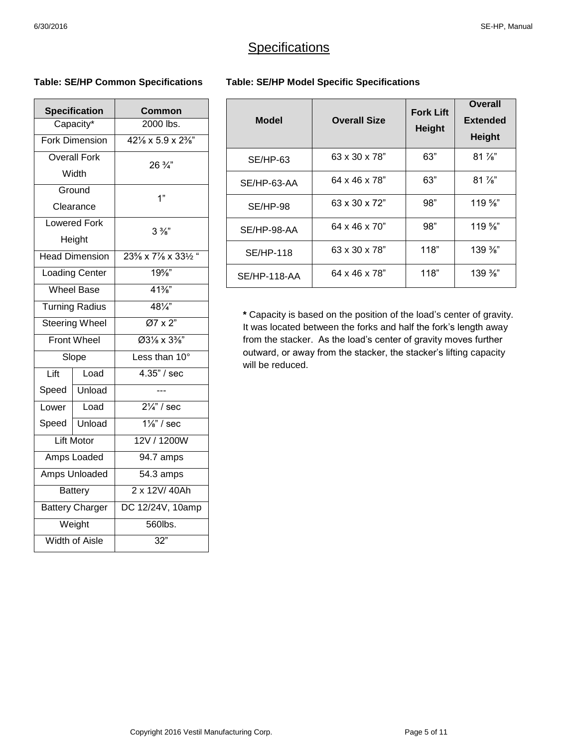# Specifications

**Table: SE/HP Common Specifications**

| Specification | | Common |
|---|---|---|
| Capacity* | | 2000 lbs. |
| Fork Dimension | | 42⅛ x 5.9 x 2⅜” |
| Overall Fork Width | | 26 ¾” |
| Ground Clearance | | 1” |
| Lowered Fork Height | | 3 ⅜” |
| Head Dimension | | 23⅝ x 7⅞ x 33½ “ |
| Loading Center | | 19⅝” |
| Wheel Base | | 41⅜” |
| Turning Radius | | 48¼” |
| Steering Wheel | | Ø7 x 2” |
| Front Wheel | | Ø3⅛ x 3⅜” |
| Slope | | Less than 10° |
| Lift Speed | Load | 4.35” / sec |
| | Unload | --- |
| Lower Speed | Load | 2¼” / sec |
| | Unload | 1⅛” / sec |
| Lift Motor | | 12V / 1200W |
| Amps Loaded | | 94.7 amps |
| Amps Unloaded | | 54.3 amps |
| Battery | | 2 x 12V/ 40Ah |
| Battery Charger | | DC 12/24V, 10amp |
| Weight | | 560lbs. |
| Width of Aisle | | 32” |

**Table: SE/HP Model Specific Specifications**

| Model | Overall Size | Fork Lift Height | Overall Extended Height |
|---|---|---|---|
| SE/HP-63 | 63 x 30 x 78” | 63” | 81 ⅞” |
| SE/HP-63-AA | 64 x 46 x 78” | 63” | 81 ⅞” |
| SE/HP-98 | 63 x 30 x 72” | 98” | 119 ⅝” |
| SE/HP-98-AA | 64 x 46 x 70” | 98” | 119 ⅝” |
| SE/HP-118 | 63 x 30 x 78” | 118” | 139 ⅜” |
| SE/HP-118-AA | 64 x 46 x 78” | 118” | 139 ⅜” |

**\*** Capacity is based on the position of the load’s center of gravity. It was located between the forks and half the fork’s length away from the stacker. As the load’s center of gravity moves further outward, or away from the stacker, the stacker’s lifting capacity will be reduced.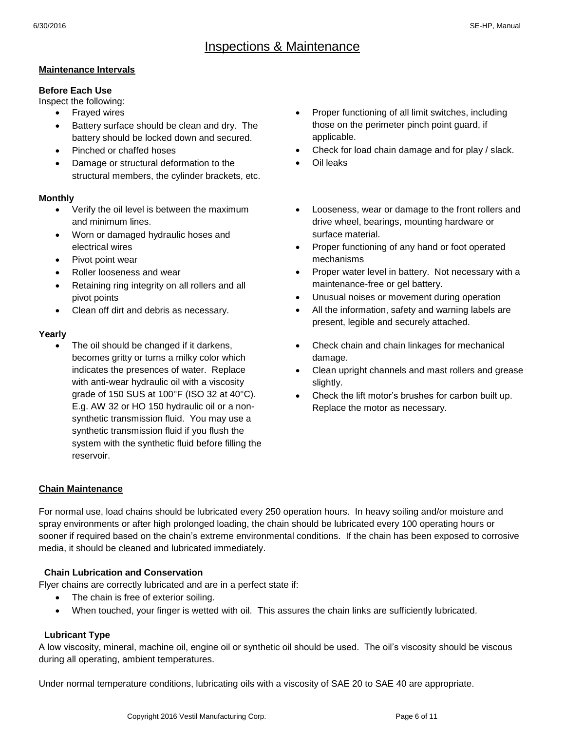# Inspections & Maintenance

## Maintenance Intervals

**Before Each Use**

Inspect the following:

- Frayed wires
- Battery surface should be clean and dry. The battery should be locked down and secured.
- Pinched or chaffed hoses
- Damage or structural deformation to the structural members, the cylinder brackets, etc.
- Proper functioning of all limit switches, including those on the perimeter pinch point guard, if applicable.
- Check for load chain damage and for play / slack.
- Oil leaks

**Monthly**

- Verify the oil level is between the maximum and minimum lines.
- Worn or damaged hydraulic hoses and electrical wires
- Pivot point wear
- Roller looseness and wear
- Retaining ring integrity on all rollers and all pivot points
- Clean off dirt and debris as necessary.
- Looseness, wear or damage to the front rollers and drive wheel, bearings, mounting hardware or surface material.
- Proper functioning of any hand or foot operated mechanisms
- Proper water level in battery. Not necessary with a maintenance-free or gel battery.
- Unusual noises or movement during operation
- All the information, safety and warning labels are present, legible and securely attached.

**Yearly**

- The oil should be changed if it darkens, becomes gritty or turns a milky color which indicates the presences of water. Replace with anti-wear hydraulic oil with a viscosity grade of 150 SUS at 100°F (ISO 32 at 40°C). E.g. AW 32 or HO 150 hydraulic oil or a non-synthetic transmission fluid. You may use a synthetic transmission fluid if you flush the system with the synthetic fluid before filling the reservoir.
- Check chain and chain linkages for mechanical damage.
- Clean upright channels and mast rollers and grease slightly.
- Check the lift motor's brushes for carbon built up. Replace the motor as necessary.

## Chain Maintenance

For normal use, load chains should be lubricated every 250 operation hours. In heavy soiling and/or moisture and spray environments or after high prolonged loading, the chain should be lubricated every 100 operating hours or sooner if required based on the chain's extreme environmental conditions. If the chain has been exposed to corrosive media, it should be cleaned and lubricated immediately.

### Chain Lubrication and Conservation

Flyer chains are correctly lubricated and are in a perfect state if:

- The chain is free of exterior soiling.
- When touched, your finger is wetted with oil. This assures the chain links are sufficiently lubricated.

### Lubricant Type

A low viscosity, mineral, machine oil, engine oil or synthetic oil should be used. The oil's viscosity should be viscous during all operating, ambient temperatures.

Under normal temperature conditions, lubricating oils with a viscosity of SAE 20 to SAE 40 are appropriate.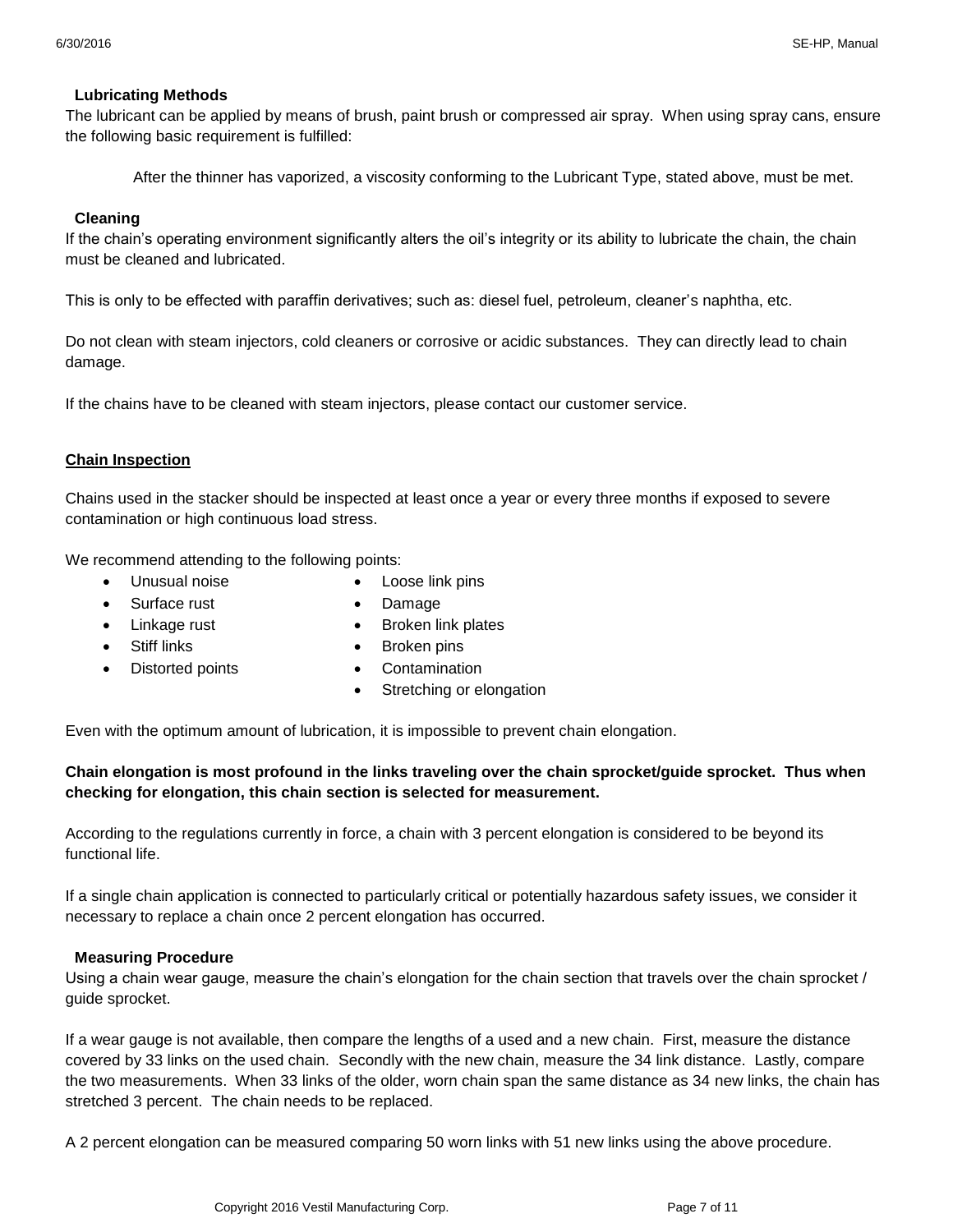### Lubricating Methods

The lubricant can be applied by means of brush, paint brush or compressed air spray. When using spray cans, ensure the following basic requirement is fulfilled:

> After the thinner has vaporized, a viscosity conforming to the Lubricant Type, stated above, must be met.

### Cleaning

If the chain's operating environment significantly alters the oil's integrity or its ability to lubricate the chain, the chain must be cleaned and lubricated.

This is only to be effected with paraffin derivatives; such as: diesel fuel, petroleum, cleaner's naphtha, etc.

Do not clean with steam injectors, cold cleaners or corrosive or acidic substances. They can directly lead to chain damage.

If the chains have to be cleaned with steam injectors, please contact our customer service.

## Chain Inspection

Chains used in the stacker should be inspected at least once a year or every three months if exposed to severe contamination or high continuous load stress.

We recommend attending to the following points:

- Unusual noise
- Surface rust
- Linkage rust
- Stiff links
- Distorted points
- Loose link pins
- Damage
- Broken link plates
- Broken pins
- Contamination
- Stretching or elongation

Even with the optimum amount of lubrication, it is impossible to prevent chain elongation.

**Chain elongation is most profound in the links traveling over the chain sprocket/guide sprocket. Thus when checking for elongation, this chain section is selected for measurement.**

According to the regulations currently in force, a chain with 3 percent elongation is considered to be beyond its functional life.

If a single chain application is connected to particularly critical or potentially hazardous safety issues, we consider it necessary to replace a chain once 2 percent elongation has occurred.

### Measuring Procedure

Using a chain wear gauge, measure the chain's elongation for the chain section that travels over the chain sprocket / guide sprocket.

If a wear gauge is not available, then compare the lengths of a used and a new chain. First, measure the distance covered by 33 links on the used chain. Secondly with the new chain, measure the 34 link distance. Lastly, compare the two measurements. When 33 links of the older, worn chain span the same distance as 34 new links, the chain has stretched 3 percent. The chain needs to be replaced.

A 2 percent elongation can be measured comparing 50 worn links with 51 new links using the above procedure.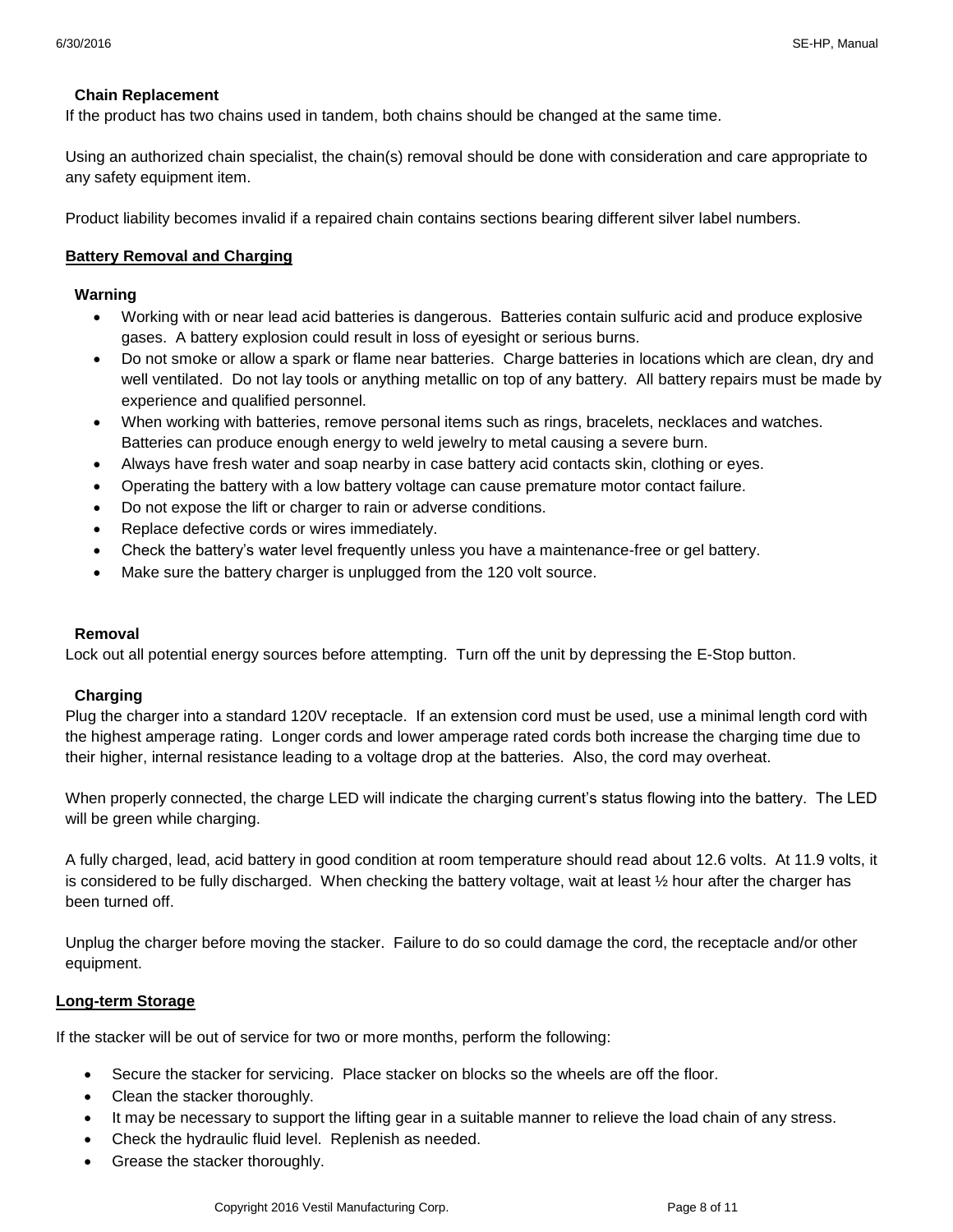### Chain Replacement

If the product has two chains used in tandem, both chains should be changed at the same time.

Using an authorized chain specialist, the chain(s) removal should be done with consideration and care appropriate to any safety equipment item.

Product liability becomes invalid if a repaired chain contains sections bearing different silver label numbers.

## Battery Removal and Charging

### Warning

- Working with or near lead acid batteries is dangerous. Batteries contain sulfuric acid and produce explosive gases. A battery explosion could result in loss of eyesight or serious burns.
- Do not smoke or allow a spark or flame near batteries. Charge batteries in locations which are clean, dry and well ventilated. Do not lay tools or anything metallic on top of any battery. All battery repairs must be made by experience and qualified personnel.
- When working with batteries, remove personal items such as rings, bracelets, necklaces and watches. Batteries can produce enough energy to weld jewelry to metal causing a severe burn.
- Always have fresh water and soap nearby in case battery acid contacts skin, clothing or eyes.
- Operating the battery with a low battery voltage can cause premature motor contact failure.
- Do not expose the lift or charger to rain or adverse conditions.
- Replace defective cords or wires immediately.
- Check the battery's water level frequently unless you have a maintenance-free or gel battery.
- Make sure the battery charger is unplugged from the 120 volt source.

### Removal

Lock out all potential energy sources before attempting. Turn off the unit by depressing the E-Stop button.

### Charging

Plug the charger into a standard 120V receptacle. If an extension cord must be used, use a minimal length cord with the highest amperage rating. Longer cords and lower amperage rated cords both increase the charging time due to their higher, internal resistance leading to a voltage drop at the batteries. Also, the cord may overheat.

When properly connected, the charge LED will indicate the charging current's status flowing into the battery. The LED will be green while charging.

A fully charged, lead, acid battery in good condition at room temperature should read about 12.6 volts. At 11.9 volts, it is considered to be fully discharged. When checking the battery voltage, wait at least ½ hour after the charger has been turned off.

Unplug the charger before moving the stacker. Failure to do so could damage the cord, the receptacle and/or other equipment.

## Long-term Storage

If the stacker will be out of service for two or more months, perform the following:

- Secure the stacker for servicing. Place stacker on blocks so the wheels are off the floor.
- Clean the stacker thoroughly.
- It may be necessary to support the lifting gear in a suitable manner to relieve the load chain of any stress.
- Check the hydraulic fluid level. Replenish as needed.
- Grease the stacker thoroughly.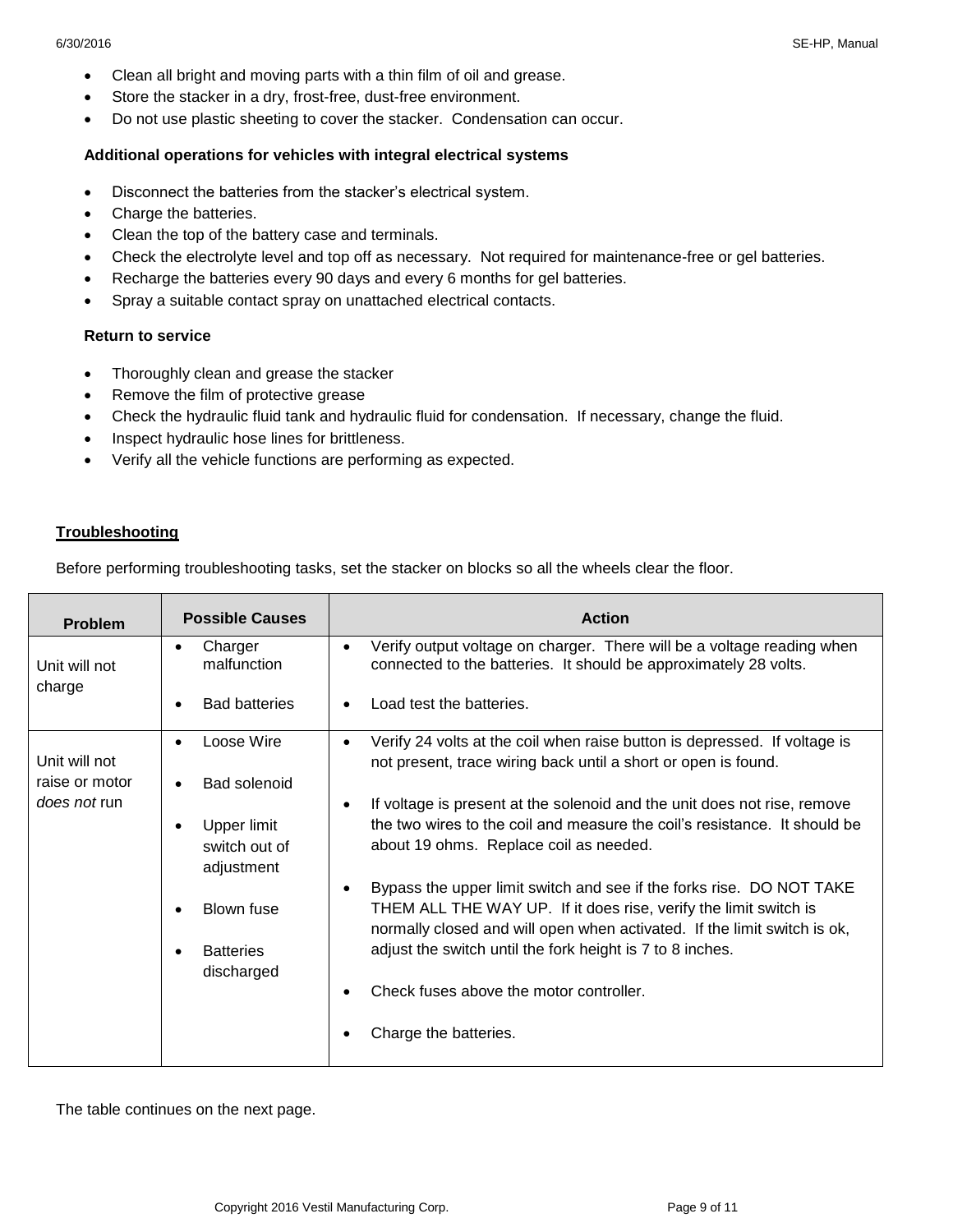- Clean all bright and moving parts with a thin film of oil and grease.
- Store the stacker in a dry, frost-free, dust-free environment.
- Do not use plastic sheeting to cover the stacker. Condensation can occur.

**Additional operations for vehicles with integral electrical systems**

- Disconnect the batteries from the stacker's electrical system.
- Charge the batteries.
- Clean the top of the battery case and terminals.
- Check the electrolyte level and top off as necessary. Not required for maintenance-free or gel batteries.
- Recharge the batteries every 90 days and every 6 months for gel batteries.
- Spray a suitable contact spray on unattached electrical contacts.

**Return to service**

- Thoroughly clean and grease the stacker
- Remove the film of protective grease
- Check the hydraulic fluid tank and hydraulic fluid for condensation. If necessary, change the fluid.
- Inspect hydraulic hose lines for brittleness.
- Verify all the vehicle functions are performing as expected.

## Troubleshooting

Before performing troubleshooting tasks, set the stacker on blocks so all the wheels clear the floor.

| Problem | Possible Causes | Action |
|---|---|---|
| Unit will not charge | • Charger malfunction<br>• Bad batteries | • Verify output voltage on charger. There will be a voltage reading when connected to the batteries. It should be approximately 28 volts.<br>• Load test the batteries. |
| Unit will not raise or motor *does not* run | • Loose Wire<br>• Bad solenoid<br>• Upper limit switch out of adjustment<br>• Blown fuse<br>• Batteries discharged | • Verify 24 volts at the coil when raise button is depressed. If voltage is not present, trace wiring back until a short or open is found.<br>• If voltage is present at the solenoid and the unit does not rise, remove the two wires to the coil and measure the coil's resistance. It should be about 19 ohms. Replace coil as needed.<br>• Bypass the upper limit switch and see if the forks rise. DO NOT TAKE THEM ALL THE WAY UP. If it does rise, verify the limit switch is normally closed and will open when activated. If the limit switch is ok, adjust the switch until the fork height is 7 to 8 inches.<br>• Check fuses above the motor controller.<br>• Charge the batteries. |

The table continues on the next page.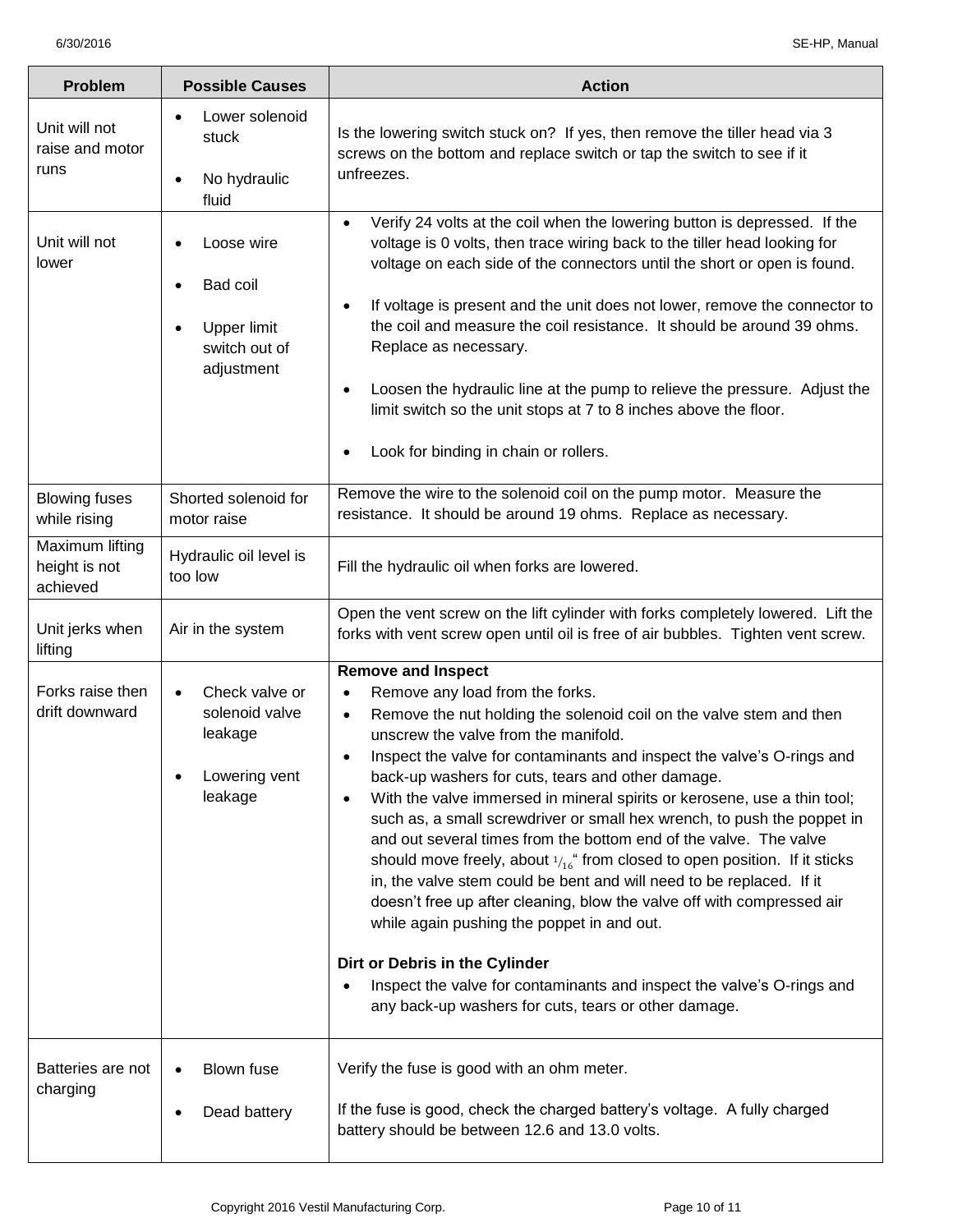| Problem | Possible Causes | Action |
|---|---|---|
| Unit will not raise and motor runs | • Lower solenoid stuck<br>• No hydraulic fluid | Is the lowering switch stuck on? If yes, then remove the tiller head via 3 screws on the bottom and replace switch or tap the switch to see if it unfreezes. |
| Unit will not lower | • Loose wire<br>• Bad coil<br>• Upper limit switch out of adjustment | • Verify 24 volts at the coil when the lowering button is depressed. If the voltage is 0 volts, then trace wiring back to the tiller head looking for voltage on each side of the connectors until the short or open is found.<br>• If voltage is present and the unit does not lower, remove the connector to the coil and measure the coil resistance. It should be around 39 ohms. Replace as necessary.<br>• Loosen the hydraulic line at the pump to relieve the pressure. Adjust the limit switch so the unit stops at 7 to 8 inches above the floor.<br>• Look for binding in chain or rollers. |
| Blowing fuses while rising | Shorted solenoid for motor raise | Remove the wire to the solenoid coil on the pump motor. Measure the resistance. It should be around 19 ohms. Replace as necessary. |
| Maximum lifting height is not achieved | Hydraulic oil level is too low | Fill the hydraulic oil when forks are lowered. |
| Unit jerks when lifting | Air in the system | Open the vent screw on the lift cylinder with forks completely lowered. Lift the forks with vent screw open until oil is free of air bubbles. Tighten vent screw. |
| Forks raise then drift downward | • Check valve or solenoid valve leakage<br>• Lowering vent leakage | **Remove and Inspect**<br>• Remove any load from the forks.<br>• Remove the nut holding the solenoid coil on the valve stem and then unscrew the valve from the manifold.<br>• Inspect the valve for contaminants and inspect the valve's O-rings and back-up washers for cuts, tears and other damage.<br>• With the valve immersed in mineral spirits or kerosene, use a thin tool; such as, a small screwdriver or small hex wrench, to push the poppet in and out several times from the bottom end of the valve. The valve should move freely, about $^{1}/_{16}$" from closed to open position. If it sticks in, the valve stem could be bent and will need to be replaced. If it doesn't free up after cleaning, blow the valve off with compressed air while again pushing the poppet in and out.<br><br>**Dirt or Debris in the Cylinder**<br>• Inspect the valve for contaminants and inspect the valve's O-rings and any back-up washers for cuts, tears or other damage. |
| Batteries are not charging | • Blown fuse<br>• Dead battery | Verify the fuse is good with an ohm meter.<br><br>If the fuse is good, check the charged battery's voltage. A fully charged battery should be between 12.6 and 13.0 volts. |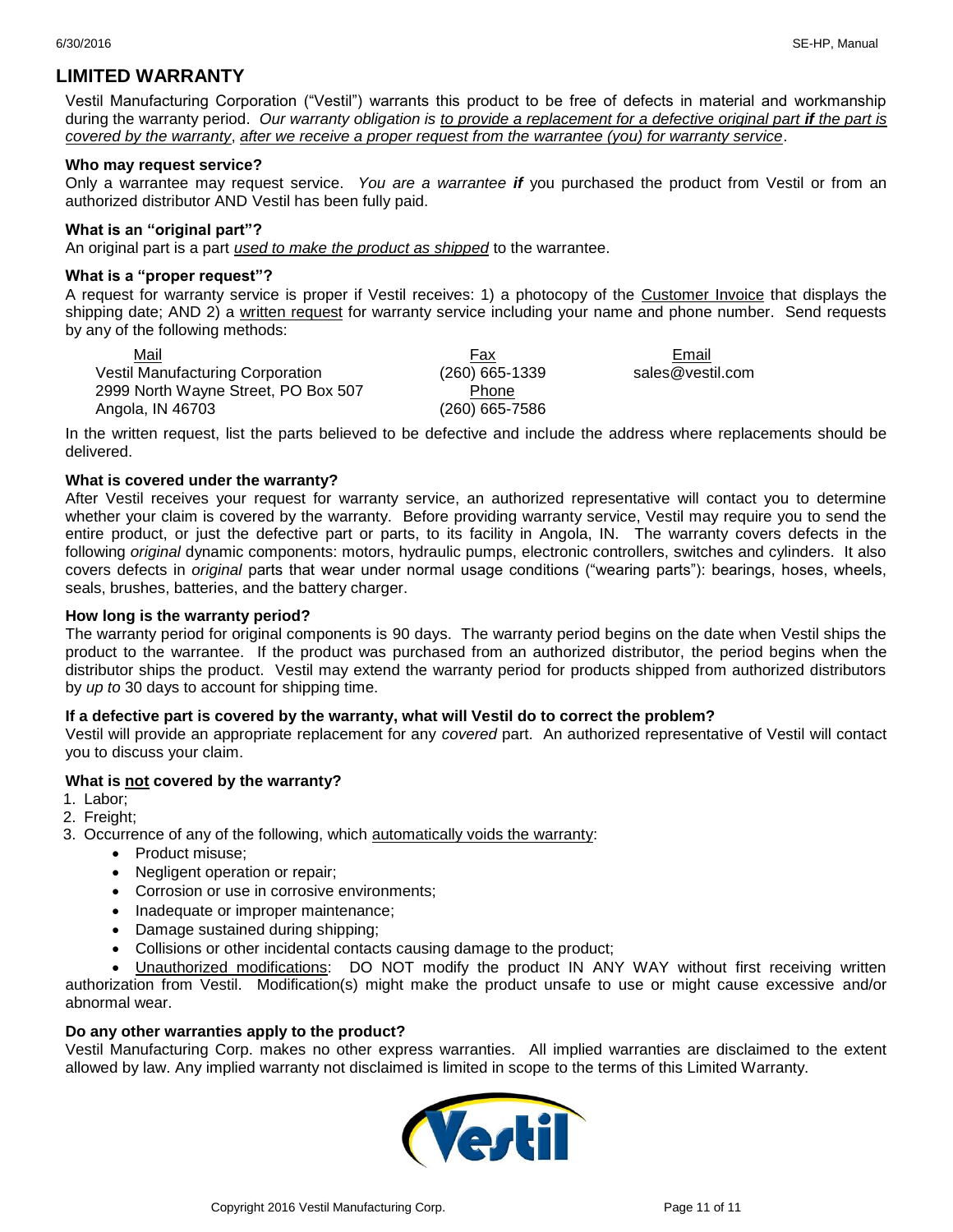## LIMITED WARRANTY

Vestil Manufacturing Corporation ("Vestil") warrants this product to be free of defects in material and workmanship during the warranty period. *Our warranty obligation is to provide a replacement for a defective original part **if** the part is covered by the warranty, after we receive a proper request from the warrantee (you) for warranty service.*

**Who may request service?**

Only a warrantee may request service. *You are a warrantee **if*** you purchased the product from Vestil or from an authorized distributor AND Vestil has been fully paid.

**What is an "original part"?**

An original part is a part *used to make the product as shipped* to the warrantee.

**What is a "proper request"?**

A request for warranty service is proper if Vestil receives: 1) a photocopy of the Customer Invoice that displays the shipping date; AND 2) a written request for warranty service including your name and phone number. Send requests by any of the following methods:

| Mail | Fax | Email |
|---|---|---|
| Vestil Manufacturing Corporation | (260) 665-1339 | sales@vestil.com |
| 2999 North Wayne Street, PO Box 507 | Phone | |
| Angola, IN 46703 | (260) 665-7586 | |

In the written request, list the parts believed to be defective and include the address where replacements should be delivered.

**What is covered under the warranty?**

After Vestil receives your request for warranty service, an authorized representative will contact you to determine whether your claim is covered by the warranty. Before providing warranty service, Vestil may require you to send the entire product, or just the defective part or parts, to its facility in Angola, IN. The warranty covers defects in the following *original* dynamic components: motors, hydraulic pumps, electronic controllers, switches and cylinders. It also covers defects in *original* parts that wear under normal usage conditions ("wearing parts"): bearings, hoses, wheels, seals, brushes, batteries, and the battery charger.

**How long is the warranty period?**

The warranty period for original components is 90 days. The warranty period begins on the date when Vestil ships the product to the warrantee. If the product was purchased from an authorized distributor, the period begins when the distributor ships the product. Vestil may extend the warranty period for products shipped from authorized distributors by *up to* 30 days to account for shipping time.

**If a defective part is covered by the warranty, what will Vestil do to correct the problem?**

Vestil will provide an appropriate replacement for any *covered* part. An authorized representative of Vestil will contact you to discuss your claim.

**What is not covered by the warranty?**

1. Labor;
2. Freight;
3. Occurrence of any of the following, which automatically voids the warranty:
   - Product misuse;
   - Negligent operation or repair;
   - Corrosion or use in corrosive environments;
   - Inadequate or improper maintenance;
   - Damage sustained during shipping;
   - Collisions or other incidental contacts causing damage to the product;
   - Unauthorized modifications: DO NOT modify the product IN ANY WAY without first receiving written authorization from Vestil. Modification(s) might make the product unsafe to use or might cause excessive and/or abnormal wear.

**Do any other warranties apply to the product?**

Vestil Manufacturing Corp. makes no other express warranties. All implied warranties are disclaimed to the extent allowed by law. Any implied warranty not disclaimed is limited in scope to the terms of this Limited Warranty.

Copyright 2016 Vestil Manufacturing Corp.